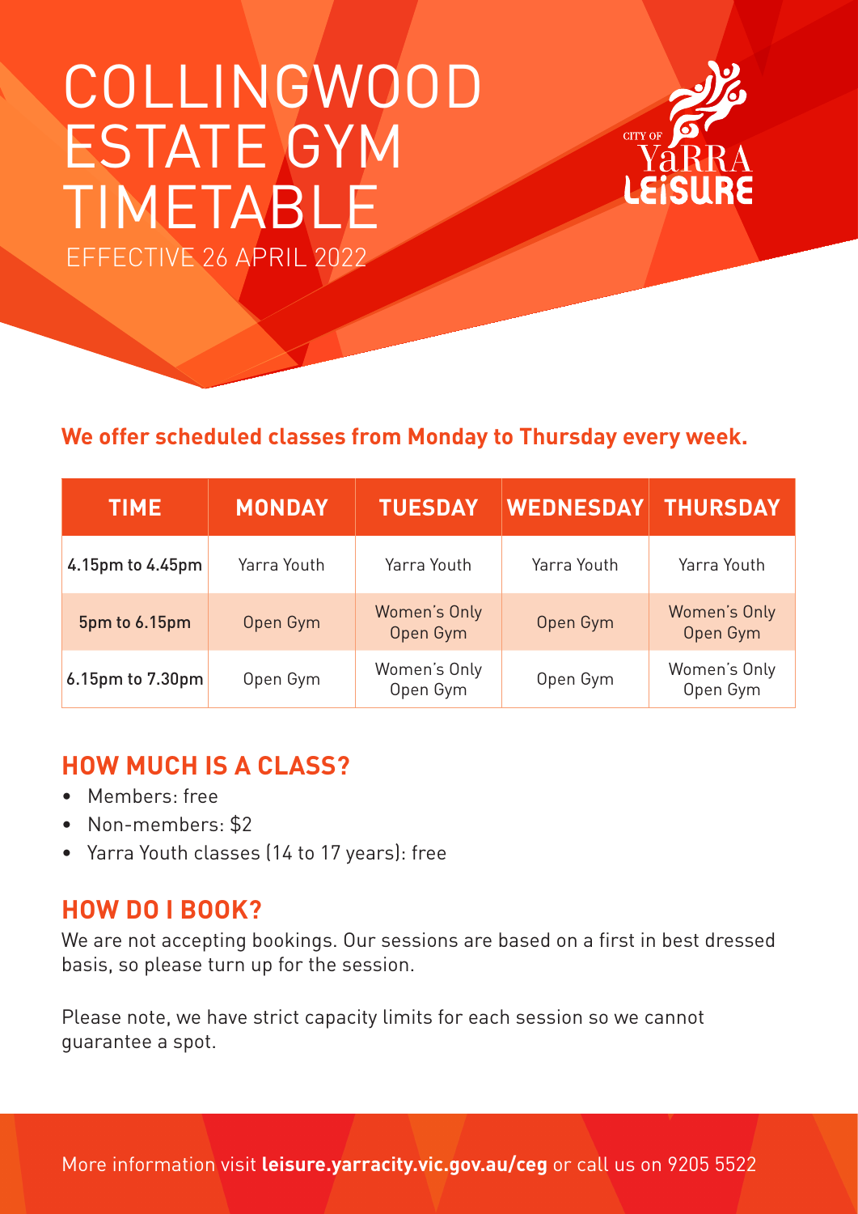# COLLINGWOOD ESTATE GYM TIMETABLE

EFFECTIVE 26 APRIL 2022

CITY OF YaRRA LEiSURE

**We offer scheduled classes from Monday to Thursday every week.**

| TIME | MONDAY | TUESDAY | WEDNESDAY | THURSDAY |
|---|---|---|---|---|
| 4.15pm to 4.45pm | Yarra Youth | Yarra Youth | Yarra Youth | Yarra Youth |
| 5pm to 6.15pm | Open Gym | Women's Only Open Gym | Open Gym | Women's Only Open Gym |
| 6.15pm to 7.30pm | Open Gym | Women's Only Open Gym | Open Gym | Women's Only Open Gym |

## HOW MUCH IS A CLASS?

- Members: free
- Non-members: $2
- Yarra Youth classes (14 to 17 years): free

## HOW DO I BOOK?

We are not accepting bookings. Our sessions are based on a first in best dressed basis, so please turn up for the session.

Please note, we have strict capacity limits for each session so we cannot guarantee a spot.

More information visit **leisure.yarracity.vic.gov.au/ceg** or call us on 9205 5522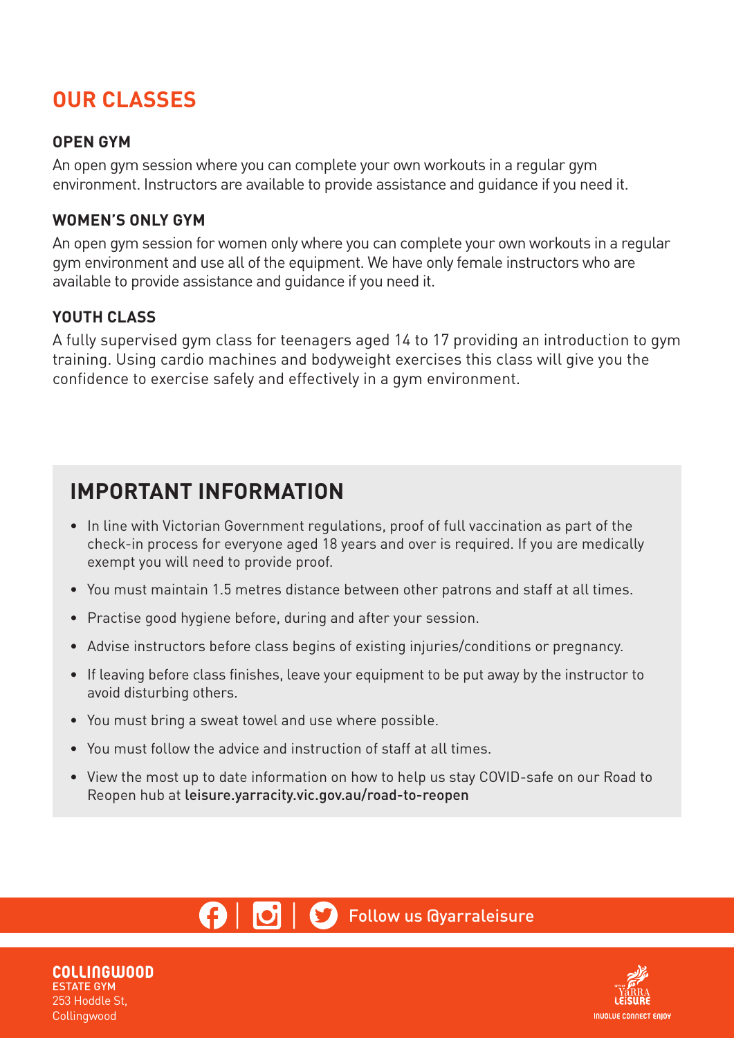## OUR CLASSES

### OPEN GYM

An open gym session where you can complete your own workouts in a regular gym environment. Instructors are available to provide assistance and guidance if you need it.

### WOMEN'S ONLY GYM

An open gym session for women only where you can complete your own workouts in a regular gym environment and use all of the equipment. We have only female instructors who are available to provide assistance and guidance if you need it.

### YOUTH CLASS

A fully supervised gym class for teenagers aged 14 to 17 providing an introduction to gym training. Using cardio machines and bodyweight exercises this class will give you the confidence to exercise safely and effectively in a gym environment.

## IMPORTANT INFORMATION

- In line with Victorian Government regulations, proof of full vaccination as part of the check-in process for everyone aged 18 years and over is required. If you are medically exempt you will need to provide proof.
- You must maintain 1.5 metres distance between other patrons and staff at all times.
- Practise good hygiene before, during and after your session.
- Advise instructors before class begins of existing injuries/conditions or pregnancy.
- If leaving before class finishes, leave your equipment to be put away by the instructor to avoid disturbing others.
- You must bring a sweat towel and use where possible.
- You must follow the advice and instruction of staff at all times.
- View the most up to date information on how to help us stay COVID-safe on our Road to Reopen hub at leisure.yarracity.vic.gov.au/road-to-reopen

Follow us @yarraleisure

**COLLINGWOOD**
ESTATE GYM
253 Hoddle St,
Collingwood

YARRA LEISURE
INVOLVE CONNECT ENJOY